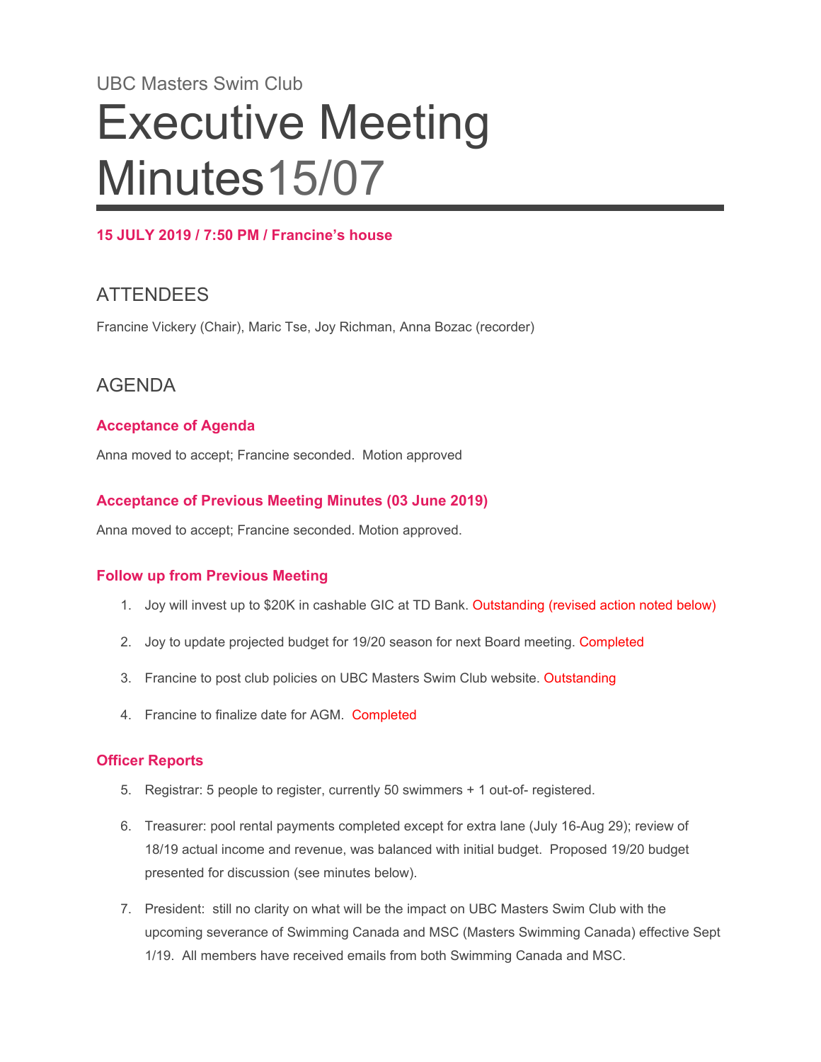UBC Masters Swim Club

# Executive Meeting Minutes15/07

**15 JULY 2019 / 7:50 PM / Francine's house**

## ATTENDEES

Francine Vickery (Chair), Maric Tse, Joy Richman, Anna Bozac (recorder)

## AGENDA

### Acceptance of Agenda

Anna moved to accept; Francine seconded. Motion approved

### Acceptance of Previous Meeting Minutes (03 June 2019)

Anna moved to accept; Francine seconded. Motion approved.

### Follow up from Previous Meeting

1. Joy will invest up to $20K in cashable GIC at TD Bank. Outstanding (revised action noted below)
2. Joy to update projected budget for 19/20 season for next Board meeting. Completed
3. Francine to post club policies on UBC Masters Swim Club website. Outstanding
4. Francine to finalize date for AGM. Completed

### Officer Reports

5. Registrar: 5 people to register, currently 50 swimmers + 1 out-of- registered.
6. Treasurer: pool rental payments completed except for extra lane (July 16-Aug 29); review of 18/19 actual income and revenue, was balanced with initial budget. Proposed 19/20 budget presented for discussion (see minutes below).
7. President: still no clarity on what will be the impact on UBC Masters Swim Club with the upcoming severance of Swimming Canada and MSC (Masters Swimming Canada) effective Sept 1/19. All members have received emails from both Swimming Canada and MSC.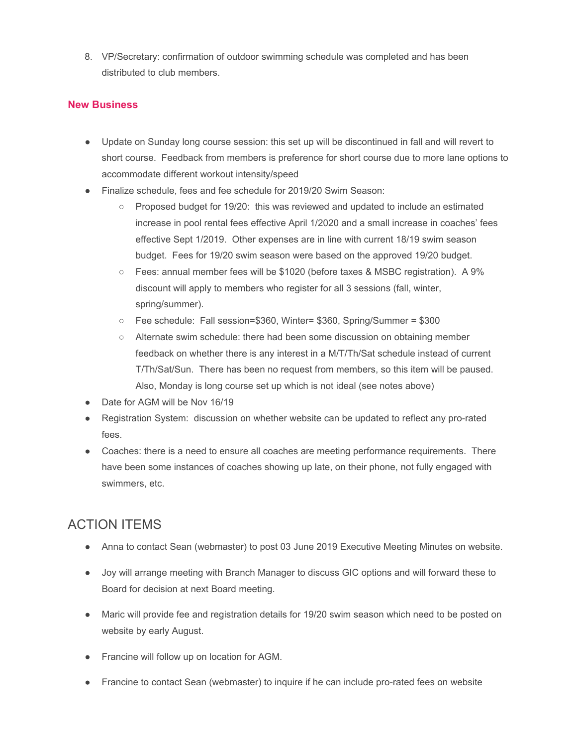8. VP/Secretary: confirmation of outdoor swimming schedule was completed and has been distributed to club members.

## New Business

- Update on Sunday long course session: this set up will be discontinued in fall and will revert to short course. Feedback from members is preference for short course due to more lane options to accommodate different workout intensity/speed
- Finalize schedule, fees and fee schedule for 2019/20 Swim Season:
  - Proposed budget for 19/20: this was reviewed and updated to include an estimated increase in pool rental fees effective April 1/2020 and a small increase in coaches' fees effective Sept 1/2019. Other expenses are in line with current 18/19 swim season budget. Fees for 19/20 swim season were based on the approved 19/20 budget.
  - Fees: annual member fees will be $1020 (before taxes & MSBC registration). A 9% discount will apply to members who register for all 3 sessions (fall, winter, spring/summer).
  - Fee schedule: Fall session=$360, Winter= $360, Spring/Summer = $300
  - Alternate swim schedule: there had been some discussion on obtaining member feedback on whether there is any interest in a M/T/Th/Sat schedule instead of current T/Th/Sat/Sun. There has been no request from members, so this item will be paused. Also, Monday is long course set up which is not ideal (see notes above)
- Date for AGM will be Nov 16/19
- Registration System: discussion on whether website can be updated to reflect any pro-rated fees.
- Coaches: there is a need to ensure all coaches are meeting performance requirements. There have been some instances of coaches showing up late, on their phone, not fully engaged with swimmers, etc.

# ACTION ITEMS

- Anna to contact Sean (webmaster) to post 03 June 2019 Executive Meeting Minutes on website.
- Joy will arrange meeting with Branch Manager to discuss GIC options and will forward these to Board for decision at next Board meeting.
- Maric will provide fee and registration details for 19/20 swim season which need to be posted on website by early August.
- Francine will follow up on location for AGM.
- Francine to contact Sean (webmaster) to inquire if he can include pro-rated fees on website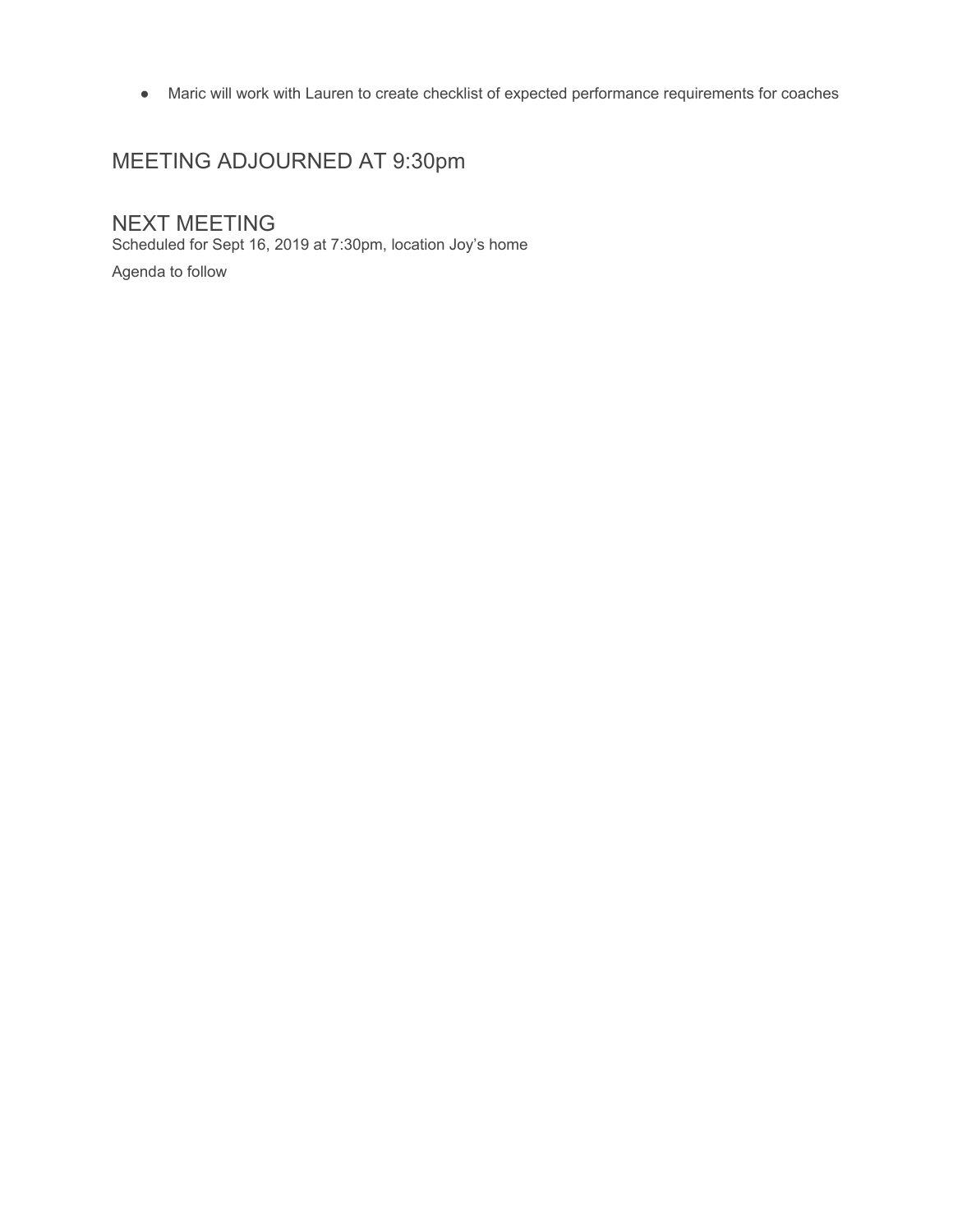- Maric will work with Lauren to create checklist of expected performance requirements for coaches

## MEETING ADJOURNED AT 9:30pm

## NEXT MEETING

Scheduled for Sept 16, 2019 at 7:30pm, location Joy's home

Agenda to follow